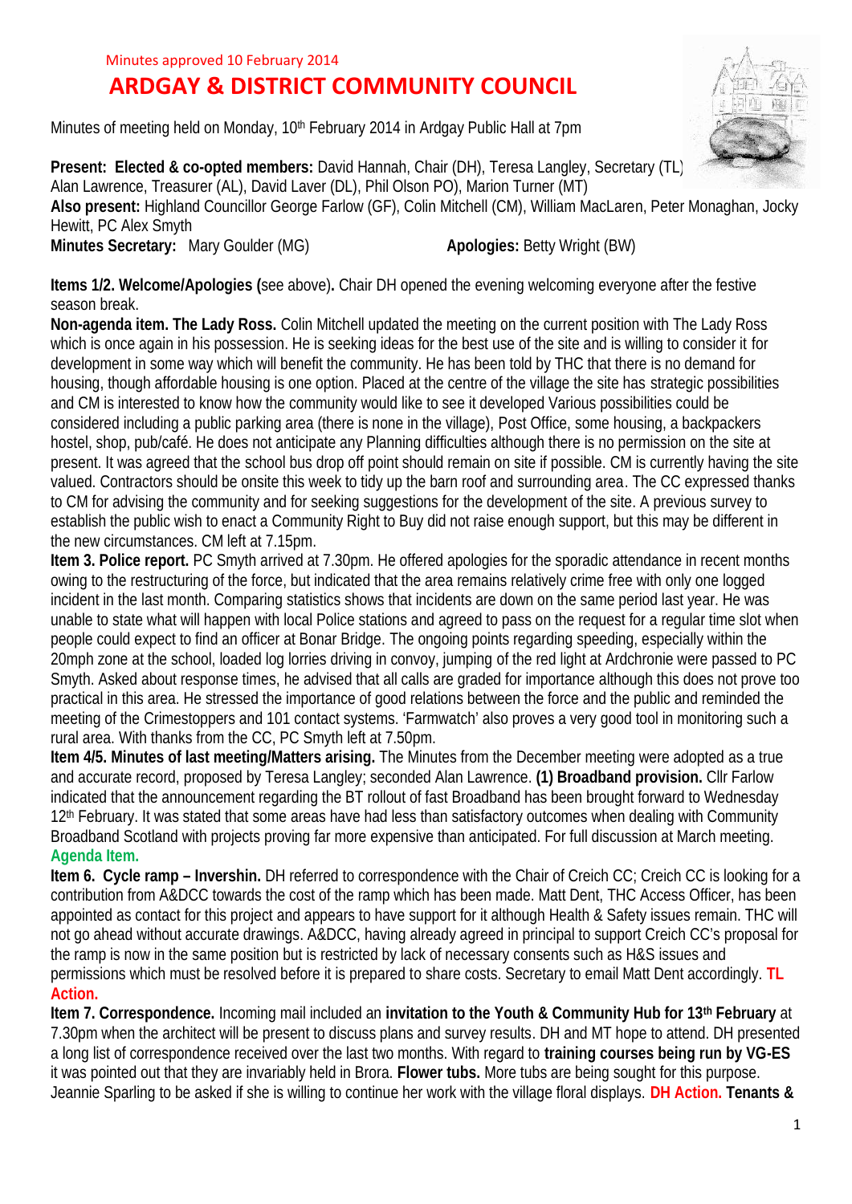Minutes approved 10 February 2014

# ARDGAY & DISTRICT COMMUNITY COUNCIL

Minutes of meeting held on Monday, 10th February 2014 in Ardgay Public Hall at 7pm

**Present: Elected & co-opted members:** David Hannah, Chair (DH), Teresa Langley, Secretary (TL) Alan Lawrence, Treasurer (AL), David Laver (DL), Phil Olson PO), Marion Turner (MT)
**Also present:** Highland Councillor George Farlow (GF), Colin Mitchell (CM), William MacLaren, Peter Monaghan, Jocky Hewitt, PC Alex Smyth
**Minutes Secretary:** Mary Goulder (MG) **Apologies:** Betty Wright (BW)

**Items 1/2. Welcome/Apologies (**see above)**.** Chair DH opened the evening welcoming everyone after the festive season break.

**Non-agenda item. The Lady Ross.** Colin Mitchell updated the meeting on the current position with The Lady Ross which is once again in his possession. He is seeking ideas for the best use of the site and is willing to consider it for development in some way which will benefit the community. He has been told by THC that there is no demand for housing, though affordable housing is one option. Placed at the centre of the village the site has strategic possibilities and CM is interested to know how the community would like to see it developed Various possibilities could be considered including a public parking area (there is none in the village), Post Office, some housing, a backpackers hostel, shop, pub/café. He does not anticipate any Planning difficulties although there is no permission on the site at present. It was agreed that the school bus drop off point should remain on site if possible. CM is currently having the site valued. Contractors should be onsite this week to tidy up the barn roof and surrounding area. The CC expressed thanks to CM for advising the community and for seeking suggestions for the development of the site. A previous survey to establish the public wish to enact a Community Right to Buy did not raise enough support, but this may be different in the new circumstances. CM left at 7.15pm.

**Item 3. Police report.** PC Smyth arrived at 7.30pm. He offered apologies for the sporadic attendance in recent months owing to the restructuring of the force, but indicated that the area remains relatively crime free with only one logged incident in the last month. Comparing statistics shows that incidents are down on the same period last year. He was unable to state what will happen with local Police stations and agreed to pass on the request for a regular time slot when people could expect to find an officer at Bonar Bridge. The ongoing points regarding speeding, especially within the 20mph zone at the school, loaded log lorries driving in convoy, jumping of the red light at Ardchronie were passed to PC Smyth. Asked about response times, he advised that all calls are graded for importance although this does not prove too practical in this area. He stressed the importance of good relations between the force and the public and reminded the meeting of the Crimestoppers and 101 contact systems. 'Farmwatch' also proves a very good tool in monitoring such a rural area. With thanks from the CC, PC Smyth left at 7.50pm.

**Item 4/5. Minutes of last meeting/Matters arising.** The Minutes from the December meeting were adopted as a true and accurate record, proposed by Teresa Langley; seconded Alan Lawrence. **(1) Broadband provision.** Cllr Farlow indicated that the announcement regarding the BT rollout of fast Broadband has been brought forward to Wednesday 12th February. It was stated that some areas have had less than satisfactory outcomes when dealing with Community Broadband Scotland with projects proving far more expensive than anticipated. For full discussion at March meeting. **Agenda Item.**

**Item 6. Cycle ramp – Invershin.** DH referred to correspondence with the Chair of Creich CC; Creich CC is looking for a contribution from A&DCC towards the cost of the ramp which has been made. Matt Dent, THC Access Officer, has been appointed as contact for this project and appears to have support for it although Health & Safety issues remain. THC will not go ahead without accurate drawings. A&DCC, having already agreed in principal to support Creich CC's proposal for the ramp is now in the same position but is restricted by lack of necessary consents such as H&S issues and permissions which must be resolved before it is prepared to share costs. Secretary to email Matt Dent accordingly. **TL Action.**

**Item 7. Correspondence.** Incoming mail included an **invitation to the Youth & Community Hub for 13th February** at 7.30pm when the architect will be present to discuss plans and survey results. DH and MT hope to attend. DH presented a long list of correspondence received over the last two months. With regard to **training courses being run by VG-ES** it was pointed out that they are invariably held in Brora. **Flower tubs.** More tubs are being sought for this purpose. Jeannie Sparling to be asked if she is willing to continue her work with the village floral displays. **DH Action.** **Tenants &**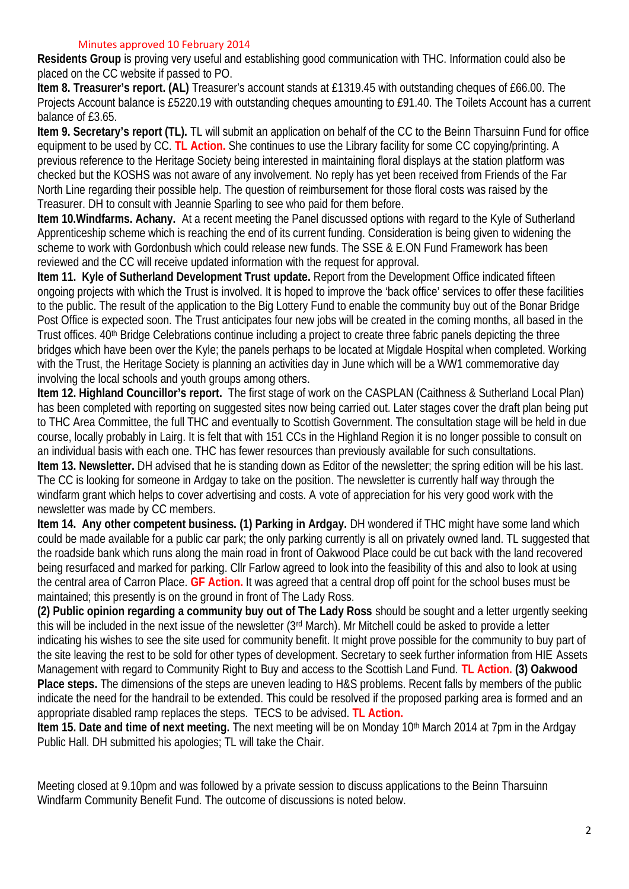Minutes approved 10 February 2014

**Residents Group** is proving very useful and establishing good communication with THC. Information could also be placed on the CC website if passed to PO.

**Item 8. Treasurer's report. (AL)** Treasurer's account stands at £1319.45 with outstanding cheques of £66.00. The Projects Account balance is £5220.19 with outstanding cheques amounting to £91.40. The Toilets Account has a current balance of £3.65.

**Item 9. Secretary's report (TL).** TL will submit an application on behalf of the CC to the Beinn Tharsuinn Fund for office equipment to be used by CC. **TL Action.** She continues to use the Library facility for some CC copying/printing. A previous reference to the Heritage Society being interested in maintaining floral displays at the station platform was checked but the KOSHS was not aware of any involvement. No reply has yet been received from Friends of the Far North Line regarding their possible help. The question of reimbursement for those floral costs was raised by the Treasurer. DH to consult with Jeannie Sparling to see who paid for them before.

**Item 10.Windfarms. Achany.** At a recent meeting the Panel discussed options with regard to the Kyle of Sutherland Apprenticeship scheme which is reaching the end of its current funding. Consideration is being given to widening the scheme to work with Gordonbush which could release new funds. The SSE & E.ON Fund Framework has been reviewed and the CC will receive updated information with the request for approval.

**Item 11. Kyle of Sutherland Development Trust update.** Report from the Development Office indicated fifteen ongoing projects with which the Trust is involved. It is hoped to improve the 'back office' services to offer these facilities to the public. The result of the application to the Big Lottery Fund to enable the community buy out of the Bonar Bridge Post Office is expected soon. The Trust anticipates four new jobs will be created in the coming months, all based in the Trust offices. 40th Bridge Celebrations continue including a project to create three fabric panels depicting the three bridges which have been over the Kyle; the panels perhaps to be located at Migdale Hospital when completed. Working with the Trust, the Heritage Society is planning an activities day in June which will be a WW1 commemorative day involving the local schools and youth groups among others.

**Item 12. Highland Councillor's report.** The first stage of work on the CASPLAN (Caithness & Sutherland Local Plan) has been completed with reporting on suggested sites now being carried out. Later stages cover the draft plan being put to THC Area Committee, the full THC and eventually to Scottish Government. The consultation stage will be held in due course, locally probably in Lairg. It is felt that with 151 CCs in the Highland Region it is no longer possible to consult on an individual basis with each one. THC has fewer resources than previously available for such consultations.

**Item 13. Newsletter.** DH advised that he is standing down as Editor of the newsletter; the spring edition will be his last. The CC is looking for someone in Ardgay to take on the position. The newsletter is currently half way through the windfarm grant which helps to cover advertising and costs. A vote of appreciation for his very good work with the newsletter was made by CC members.

**Item 14. Any other competent business. (1) Parking in Ardgay.** DH wondered if THC might have some land which could be made available for a public car park; the only parking currently is all on privately owned land. TL suggested that the roadside bank which runs along the main road in front of Oakwood Place could be cut back with the land recovered being resurfaced and marked for parking. Cllr Farlow agreed to look into the feasibility of this and also to look at using the central area of Carron Place. **GF Action.** It was agreed that a central drop off point for the school buses must be maintained; this presently is on the ground in front of The Lady Ross.

**(2) Public opinion regarding a community buy out of The Lady Ross** should be sought and a letter urgently seeking this will be included in the next issue of the newsletter (3rd March). Mr Mitchell could be asked to provide a letter indicating his wishes to see the site used for community benefit. It might prove possible for the community to buy part of the site leaving the rest to be sold for other types of development. Secretary to seek further information from HIE Assets Management with regard to Community Right to Buy and access to the Scottish Land Fund. **TL Action. (3) Oakwood Place steps.** The dimensions of the steps are uneven leading to H&S problems. Recent falls by members of the public indicate the need for the handrail to be extended. This could be resolved if the proposed parking area is formed and an appropriate disabled ramp replaces the steps. TECS to be advised. **TL Action.**

**Item 15. Date and time of next meeting.** The next meeting will be on Monday 10th March 2014 at 7pm in the Ardgay Public Hall. DH submitted his apologies; TL will take the Chair.

Meeting closed at 9.10pm and was followed by a private session to discuss applications to the Beinn Tharsuinn Windfarm Community Benefit Fund. The outcome of discussions is noted below.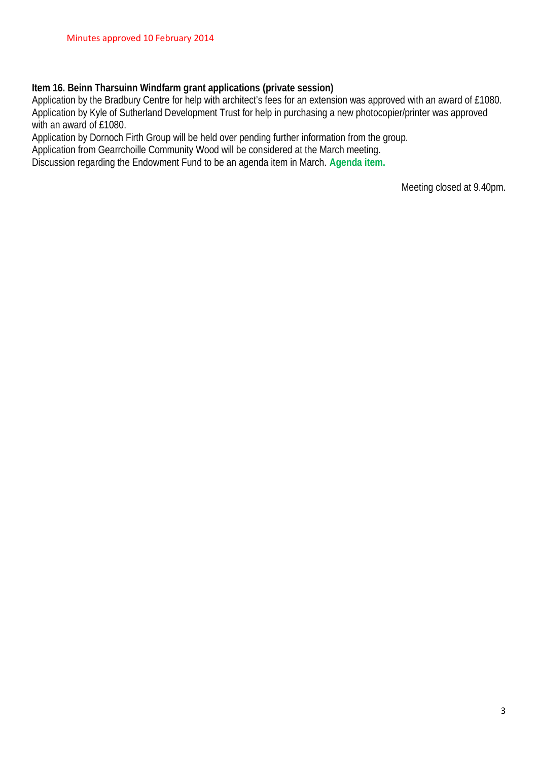Minutes approved 10 February 2014

**Item 16. Beinn Tharsuinn Windfarm grant applications (private session)**

Application by the Bradbury Centre for help with architect's fees for an extension was approved with an award of £1080.
Application by Kyle of Sutherland Development Trust for help in purchasing a new photocopier/printer was approved with an award of £1080.
Application by Dornoch Firth Group will be held over pending further information from the group.
Application from Gearrchoille Community Wood will be considered at the March meeting.
Discussion regarding the Endowment Fund to be an agenda item in March. **Agenda item.**

Meeting closed at 9.40pm.